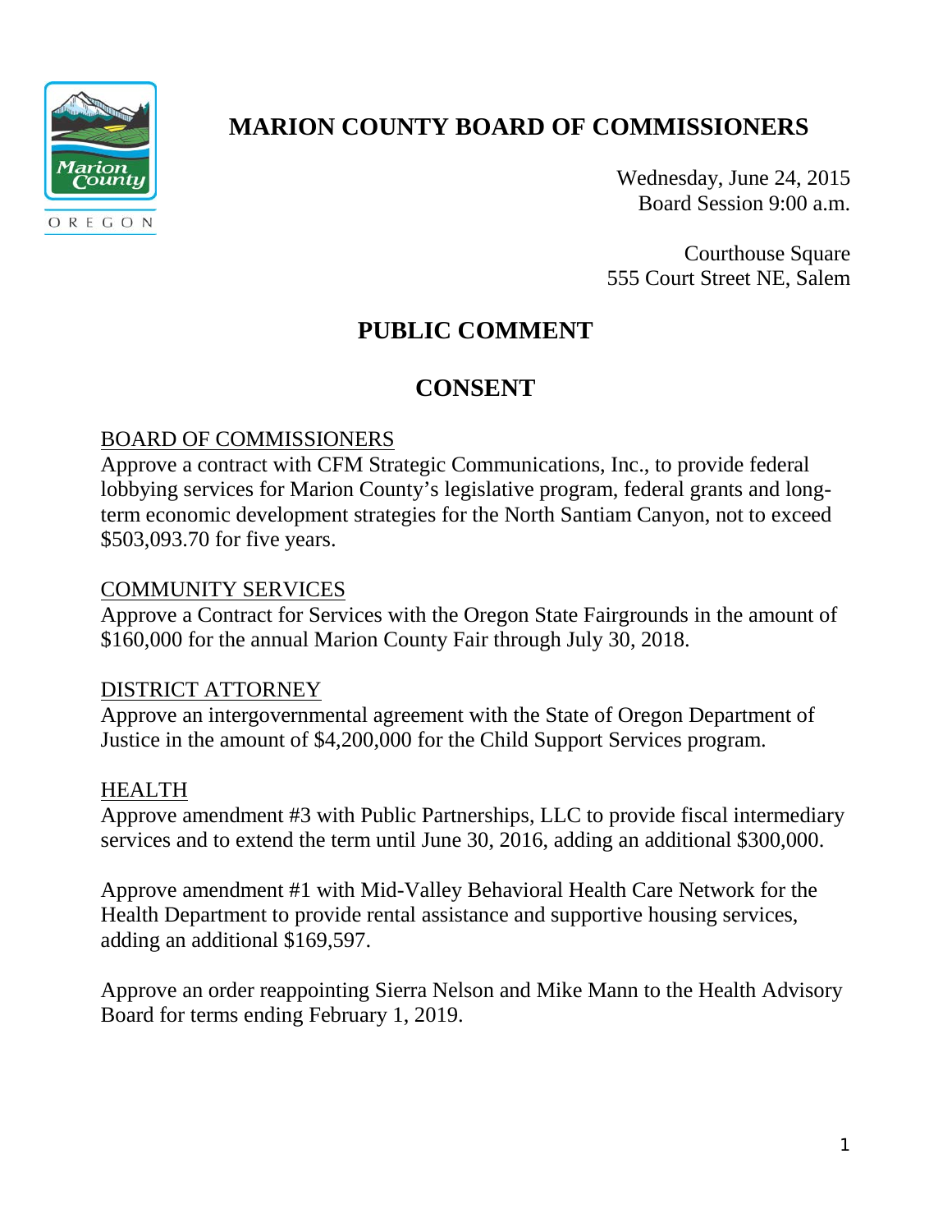# MARION COUNTY BOARD OF COMMISSIONERS

Wednesday, June 24, 2015
Board Session 9:00 a.m.

Courthouse Square
555 Court Street NE, Salem

## PUBLIC COMMENT

## CONSENT

BOARD OF COMMISSIONERS

Approve a contract with CFM Strategic Communications, Inc., to provide federal lobbying services for Marion County's legislative program, federal grants and long-term economic development strategies for the North Santiam Canyon, not to exceed $503,093.70 for five years.

COMMUNITY SERVICES

Approve a Contract for Services with the Oregon State Fairgrounds in the amount of $160,000 for the annual Marion County Fair through July 30, 2018.

DISTRICT ATTORNEY

Approve an intergovernmental agreement with the State of Oregon Department of Justice in the amount of $4,200,000 for the Child Support Services program.

HEALTH

Approve amendment #3 with Public Partnerships, LLC to provide fiscal intermediary services and to extend the term until June 30, 2016, adding an additional $300,000.

Approve amendment #1 with Mid-Valley Behavioral Health Care Network for the Health Department to provide rental assistance and supportive housing services, adding an additional $169,597.

Approve an order reappointing Sierra Nelson and Mike Mann to the Health Advisory Board for terms ending February 1, 2019.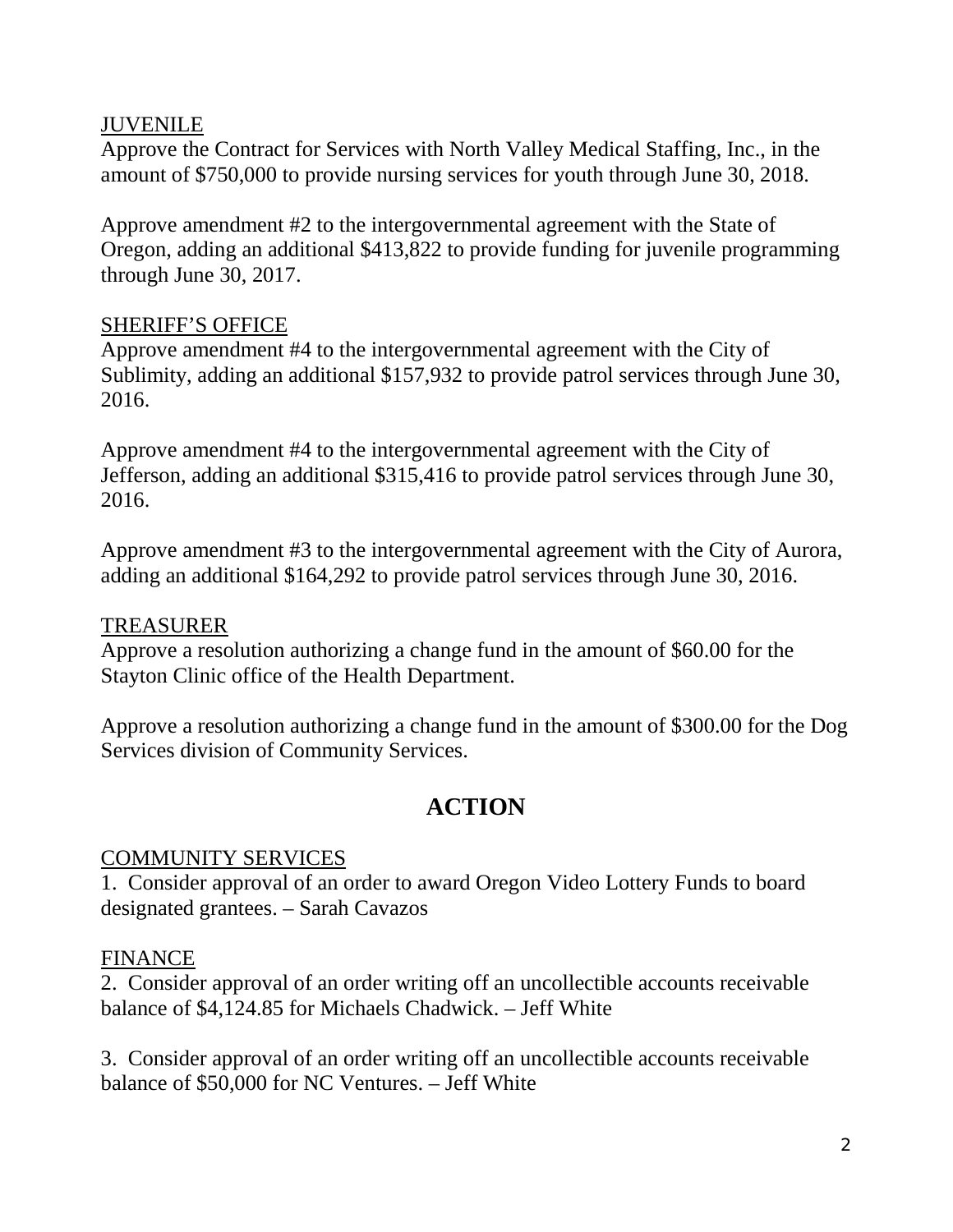JUVENILE

Approve the Contract for Services with North Valley Medical Staffing, Inc., in the amount of $750,000 to provide nursing services for youth through June 30, 2018.

Approve amendment #2 to the intergovernmental agreement with the State of Oregon, adding an additional $413,822 to provide funding for juvenile programming through June 30, 2017.

SHERIFF'S OFFICE

Approve amendment #4 to the intergovernmental agreement with the City of Sublimity, adding an additional $157,932 to provide patrol services through June 30, 2016.

Approve amendment #4 to the intergovernmental agreement with the City of Jefferson, adding an additional $315,416 to provide patrol services through June 30, 2016.

Approve amendment #3 to the intergovernmental agreement with the City of Aurora, adding an additional $164,292 to provide patrol services through June 30, 2016.

TREASURER

Approve a resolution authorizing a change fund in the amount of $60.00 for the Stayton Clinic office of the Health Department.

Approve a resolution authorizing a change fund in the amount of $300.00 for the Dog Services division of Community Services.

## ACTION

COMMUNITY SERVICES

1. Consider approval of an order to award Oregon Video Lottery Funds to board designated grantees. – Sarah Cavazos

FINANCE

2. Consider approval of an order writing off an uncollectible accounts receivable balance of $4,124.85 for Michaels Chadwick. – Jeff White

3. Consider approval of an order writing off an uncollectible accounts receivable balance of $50,000 for NC Ventures. – Jeff White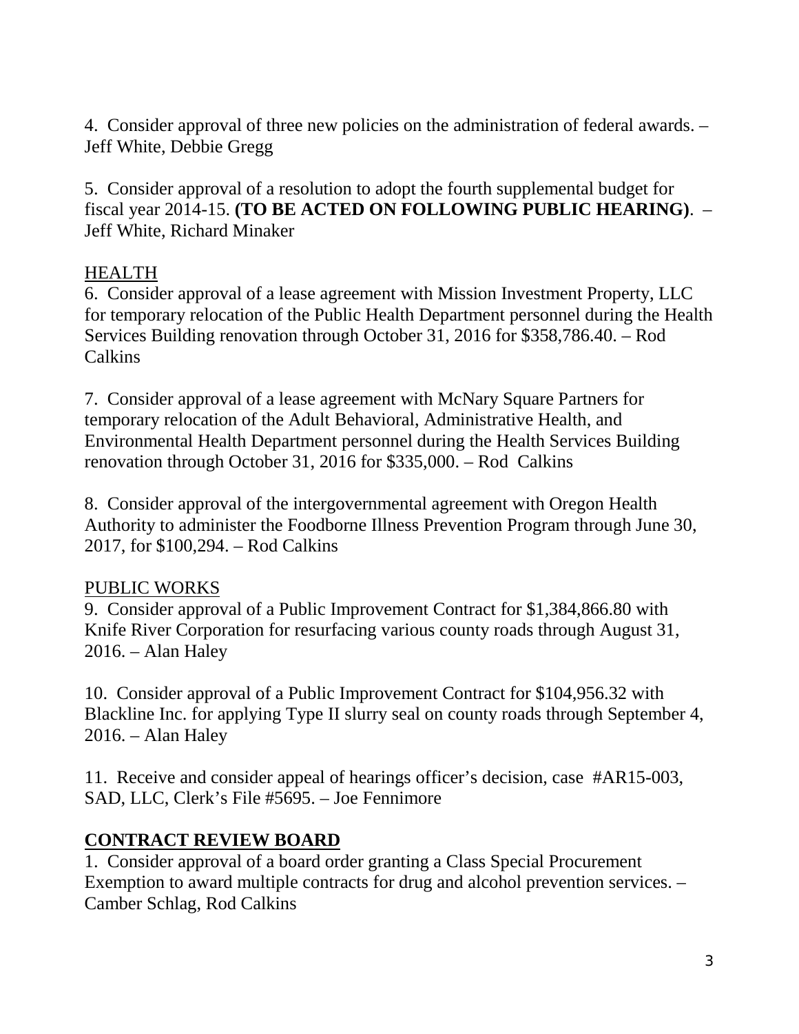4. Consider approval of three new policies on the administration of federal awards. – Jeff White, Debbie Gregg

5. Consider approval of a resolution to adopt the fourth supplemental budget for fiscal year 2014-15. **(TO BE ACTED ON FOLLOWING PUBLIC HEARING)**. – Jeff White, Richard Minaker

<u>HEALTH</u>

6. Consider approval of a lease agreement with Mission Investment Property, LLC for temporary relocation of the Public Health Department personnel during the Health Services Building renovation through October 31, 2016 for $358,786.40. – Rod Calkins

7. Consider approval of a lease agreement with McNary Square Partners for temporary relocation of the Adult Behavioral, Administrative Health, and Environmental Health Department personnel during the Health Services Building renovation through October 31, 2016 for $335,000. – Rod Calkins

8. Consider approval of the intergovernmental agreement with Oregon Health Authority to administer the Foodborne Illness Prevention Program through June 30, 2017, for $100,294. – Rod Calkins

<u>PUBLIC WORKS</u>

9. Consider approval of a Public Improvement Contract for $1,384,866.80 with Knife River Corporation for resurfacing various county roads through August 31, 2016. – Alan Haley

10. Consider approval of a Public Improvement Contract for $104,956.32 with Blackline Inc. for applying Type II slurry seal on county roads through September 4, 2016. – Alan Haley

11. Receive and consider appeal of hearings officer's decision, case #AR15-003, SAD, LLC, Clerk's File #5695. – Joe Fennimore

## CONTRACT REVIEW BOARD

1. Consider approval of a board order granting a Class Special Procurement Exemption to award multiple contracts for drug and alcohol prevention services. – Camber Schlag, Rod Calkins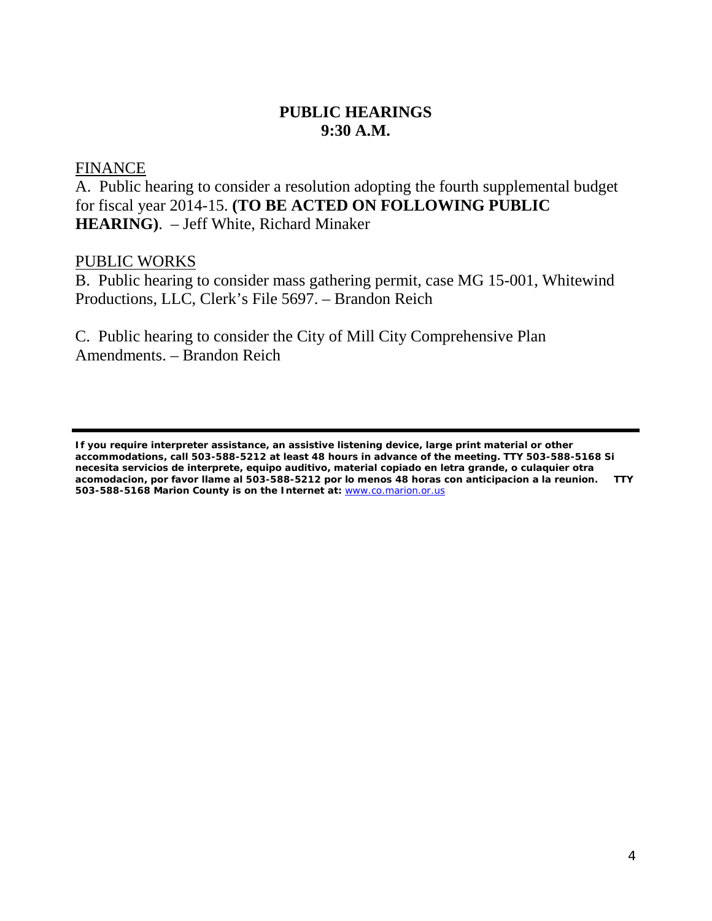## PUBLIC HEARINGS
## 9:30 A.M.

FINANCE

A. Public hearing to consider a resolution adopting the fourth supplemental budget for fiscal year 2014-15. **(TO BE ACTED ON FOLLOWING PUBLIC HEARING)**. – Jeff White, Richard Minaker

PUBLIC WORKS

B. Public hearing to consider mass gathering permit, case MG 15-001, Whitewind Productions, LLC, Clerk's File 5697. – Brandon Reich

C. Public hearing to consider the City of Mill City Comprehensive Plan Amendments. – Brandon Reich

---

**If you require interpreter assistance, an assistive listening device, large print material or other accommodations, call 503-588-5212 at least 48 hours in advance of the meeting. TTY 503-588-5168 Si necesita servicios de interprete, equipo auditivo, material copiado en letra grande, o culaquier otra acomodacion, por favor llame al 503-588-5212 por lo menos 48 horas con anticipacion a la reunion. TTY 503-588-5168 Marion County is on the Internet at:** www.co.marion.or.us